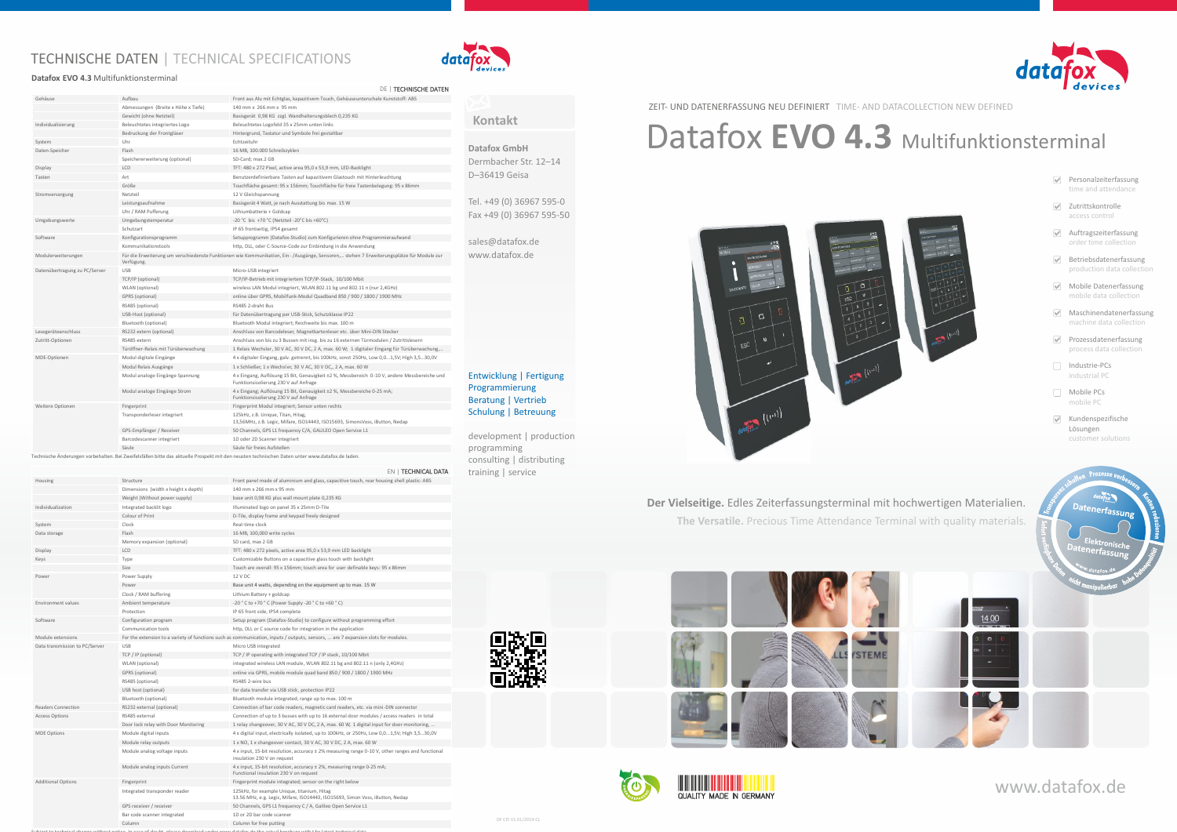# TECHNISCHE DATEN | TECHNICAL SPECIFICATIONS

**Datafox EVO 4.3** Multifunktionsterminal

DE | TECHNISCHE DATEN

| | | |
|---|---|---|
| Gehäuse | Aufbau | Front aus Alu mit Echtglas, kapazitivem Touch, Gehäuseunterschale Kunststoff: ABS |
| | Abmessungen (Breite x Höhe x Tiefe) | 140 mm x 266 mm x 95 mm |
| | Gewicht (ohne Netzteil) | Basisgerät 0,98 KG zzgl. Wandhalterungsblech 0,235 KG |
| Individualisierung | Beleuchtetes integriertes Logo | Beleuchtetes Logofeld 35 x 25mm unten links |
| | Bedruckung der Frontgläser | Hintergrund, Tastatur und Symbole frei gestaltbar |
| System | Uhr | Echtzeituhr |
| Daten-Speicher | Flash | 16 MB, 100.000 Schreibzyklen |
| | Speichererweiterung (optional) | SD-Card; max.2 GB |
| Display | LCD | TFT: 480 x 272 Pixel, active area 95,0 x 53,9 mm, LED-Backlight |
| Tasten | Art | Benutzerdefinierbare Tasten auf kapazitivem Glastouch mit Hinterleuchtung |
| | Größe | Touchfläche gesamt: 95 x 156mm; Touchfläche für freie Tastenbelegung: 95 x 86mm |
| Stromversorgung | Netzteil | 12 V Gleichspannung |
| | Leistungsaufnahme | Basisgerät 4 Watt, je nach Ausstattung bis max. 15 W |
| | Uhr / RAM Pufferung | Lithiumbatterie + Goldcap |
| Umgebungswerte | Umgebungstemperatur | -20 °C bis +70 °C (Netzteil -20°C bis +60°C) |
| | Schutzart | IP 65 frontseitig, IP54 gesamt |
| Software | Konfigurationsprogramm | Setupprogramm (Datafox-Studio) zum Konfigurieren ohne Programmieraufwand |
| | Kommunikationstools | http, DLL, oder C-Source-Code zur Einbindung in die Anwendung |
| Modulerweiterungen | Für die Erweiterung um verschiedenste Funktionen wie Kommunikation, Ein- /Ausgänge, Sensoren,... stehen 7 Erweiterungsplätze für Module zur Verfügung. | |
| Datenübertragung zu PC/Server | USB | Micro-USB integriert |
| | TCP/IP (optional) | TCP/IP-Betrieb mit integriertem TCP/IP-Stack, 10/100 Mbit |
| | WLAN (optional) | wireless LAN Modul integriert, WLAN 802.11 bg und 802.11 n (nur 2,4GHz) |
| | GPRS (optional) | online über GPRS, Mobilfunk-Modul Quadband 850 / 900 / 1800 / 1900 MHz |
| | RS485 (optional) | RS485 2-draht Bus |
| | USB-Host (optional) | für Datenübertragung per USB-Stick, Schutzklasse IP22 |
| | Bluetooth (optional) | Bluetooth Modul integriert; Reichweite bis max. 100 m |
| Lesegeräteanschluss | RS232 extern (optional) | Anschluss von Barcodeleser, Magnetkartenleser etc. über Mini-DIN Stecker |
| Zutritt-Optionen | RS485 extern | Anschluss von bis zu 3 Bussen mit insg. bis zu 16 externen Türmodulen / Zutrittslesern |
| | Türöffner-Relais mit Türüberwachung | 1 Relais Wechsler, 30 V AC, 30 V DC, 2 A, max. 60 W; 1 digitaler Eingang für Türüberwachung,... |
| MDE-Optionen | Modul digitale Eingänge | 4 x digitaler Eingang, galv. getrennt, bis 100kHz, sonst 250Hz, Low 0,0...1,5V; High 3,5...30,0V |
| | Modul Relais Ausgänge | 1 x Schließer, 1 x Wechsler, 30 V AC, 30 V DC,, 2 A, max. 60 W |
| | Modul analoge Eingänge Spannung | 4 x Eingang, Auflösung 15 Bit, Genauigkeit ±2 %, Messbereich 0-10 V, andere Messbereiche und Funktionsisolierung 230 V auf Anfrage |
| | Modul analoge Eingänge Strom | 4 x Eingang; Auflösung 15 Bit, Genauigkeit ±2 %, Messbereiche 0-25 mA; Funktionsisolierung 230 V auf Anfrage |
| Weitere Optionen | Fingerprint | Fingerprint Modul integriert; Sensor unten rechts |
| | Transponderleser integriert | 125kHz, z.B. Unique, Titan, Hitag, 13,56MHz, z.B. Legic, Mifare, ISO14443, ISO15693, SimonsVoss, iButton, Nedap |
| | GPS-Empfänger / Receiver | 50 Channels, GPS L1 frequency C/A, GALILEO Open Service L1 |
| | Barcodescanner integriert | 1D oder 2D Scanner integriert |
| | Säule | Säule für freies Aufstellen |

Technische Änderungen vorbehalten. Bei Zweifelsfällen bitte das aktuelle Prospekt mit den neusten technischen Daten unter www.datafox.de laden.

EN | TECHNICAL DATA

| | | |
|---|---|---|
| Housing | Structure | Front panel made of aluminium and glass, capacitive touch, rear housing shell plastic: ABS |
| | Dimensions (width x height x depth) | 140 mm x 266 mm x 95 mm |
| | Weight (Without power supply) | base unit 0,98 KG plus wall mount plate 0,235 KG |
| Individualization | Integrated backlit logo | Illuminated logo on panel 35 x 25mm D-Tile |
| | Colour of Print | D-Tile, display frame and keypad freely designed |
| System | Clock | Real-time clock |
| Data storage | Flash | 16 MB, 100,000 write cycles |
| | Memory expansion (optional) | SD card, max 2 GB |
| Display | LCD | TFT: 480 x 272 pixels, active area 95,0 x 53,9 mm LED backlight |
| Keys | Type | Customizable Buttons on a capacitive glass touch with backlight |
| | Size | Touch are overall: 95 x 156mm; touch area for user definable keys: 95 x 86mm |
| Power | Power Supply | 12 V DC |
| | Power | Base unit 4 watts, depending on the equipment up to max. 15 W |
| | Clock / RAM buffering | Lithium Battery + goldcap |
| Environment values | Ambient temperature | -20 ° C to +70 ° C (Power Supply -20 ° C to +60 ° C) |
| | Protection | IP 65 front side, IP54 complete |
| Software | Configuration program | Setup program (Datafox-Studio) to configure without programming effort |
| | Communication tools | http, DLL or C source code for integration in the application |
| Module extensions | For the extension to a variety of functions such as communication, inputs / outputs, sensors, ... are 7 expansion slots for modules. | |
| Data transmission to PC/Server | USB | Micro-USB integrated |
| | TCP / IP (optional) | TCP / IP operating with integrated TCP / IP stack, 10/100 Mbit |
| | WLAN (optional) | integrated wireless LAN module, WLAN 802.11 bg and 802.11 n (only 2,4GHz) |
| | GPRS (optional) | online via GPRS, mobile module quad band 850 / 900 / 1800 / 1900 MHz |
| | RS485 (optional) | RS485 2-wire bus |
| | USB host (optional) | for data transfer via USB stick, protection IP22 |
| | Bluetooth (optional) | Bluetooth module integrated; range up to max. 100 m |
| Readers Connection | RS232 external (optional) | Connection of bar code readers, magnetic card readers, etc. via mini-DIN connector |
| Access Options | RS485 external | Connection of up to 3 busses with up to 16 external door modules / access readers in total |
| | Door lock relay with Door Monitoring | 1 relay changeover, 30 V AC, 30 V DC, 2 A, max. 60 W, 1 digital input for door monitoring, ... |
| MDE Options | Module digital inputs | 4 x digital input, electrically isolated, up to 100kHz, or 250Hz, Low 0,0...1,5V; High 3,5...30,0V |
| | Module relay outputs | 1 x NO, 1 x changeover contact, 30 V AC, 30 V DC, 2 A, max. 60 W |
| | Module analog voltage inputs | 4 x input, 15-bit resolution, accuracy ± 2% measuring range 0-10 V, other ranges and functional insulation 230 V on request |
| | Module analog inputs Current | 4 x input, 15-bit resolution, accuracy ± 2%, measuring range 0-25 mA; Functional insulation 230 V on request |
| Additional Options | Fingerprint | Fingerprint module integrated; sensor on the right below |
| | Integrated transponder reader | 125kHz, for example Unique, titanium, Hitag 13.56 MHz, e.g. Legic, Mifare, ISO14443, ISO15693, Simon Voss, iButton, Nedap |
| | GPS receiver / receiver | 50 Channels, GPS L1 frequency C / A, Galileo Open Service L1 |
| | Bar code scanner integrated | 1D or 2D Scanner integrated |
| | Column | Column for free putting |

## Kontakt

**Datafox GmbH**
Dermbacher Str. 12–14
D–36419 Geisa

Tel. +49 (0) 36967 595-0
Fax +49 (0) 36967 595-50

sales@datafox.de
www.datafox.de

Entwicklung | Fertigung
Programmierung
Beratung | Vertrieb
Schulung | Betreuung

development | production
programming
consulting | distributing
training | service

ZEIT- UND DATENERFASSUNG NEU DEFINIERT TIME- AND DATACOLLECTION NEW DEFINED

# Datafox **EVO 4.3** Multifunktionsterminal

- [x] Personalzeiterfassung — time and attendance
- [x] Zutrittskontrolle — access control
- [x] Auftragszeiterfassung — order time collection
- [x] Betriebsdatenerfassung — production data collection
- [x] Mobile Datenerfassung — mobile data collection
- [x] Maschinendatenerfassung — machine data collection
- [x] Prozessdatenerfassung — process data collection
- [ ] Industrie-PCs — industrial PC
- [ ] Mobile PCs — mobile PC
- [x] Kundenspezifische Lösungen — customer solutions

**Der Vielseitige.** Edles Zeiterfassungsterminal mit hochwertigen Materialien.
**The Versatile.** Precious Time Attendance Terminal with quality materials.

QUALITY MADE IN GERMANY

www.datafox.de

DF CIR V1 01/2019 C1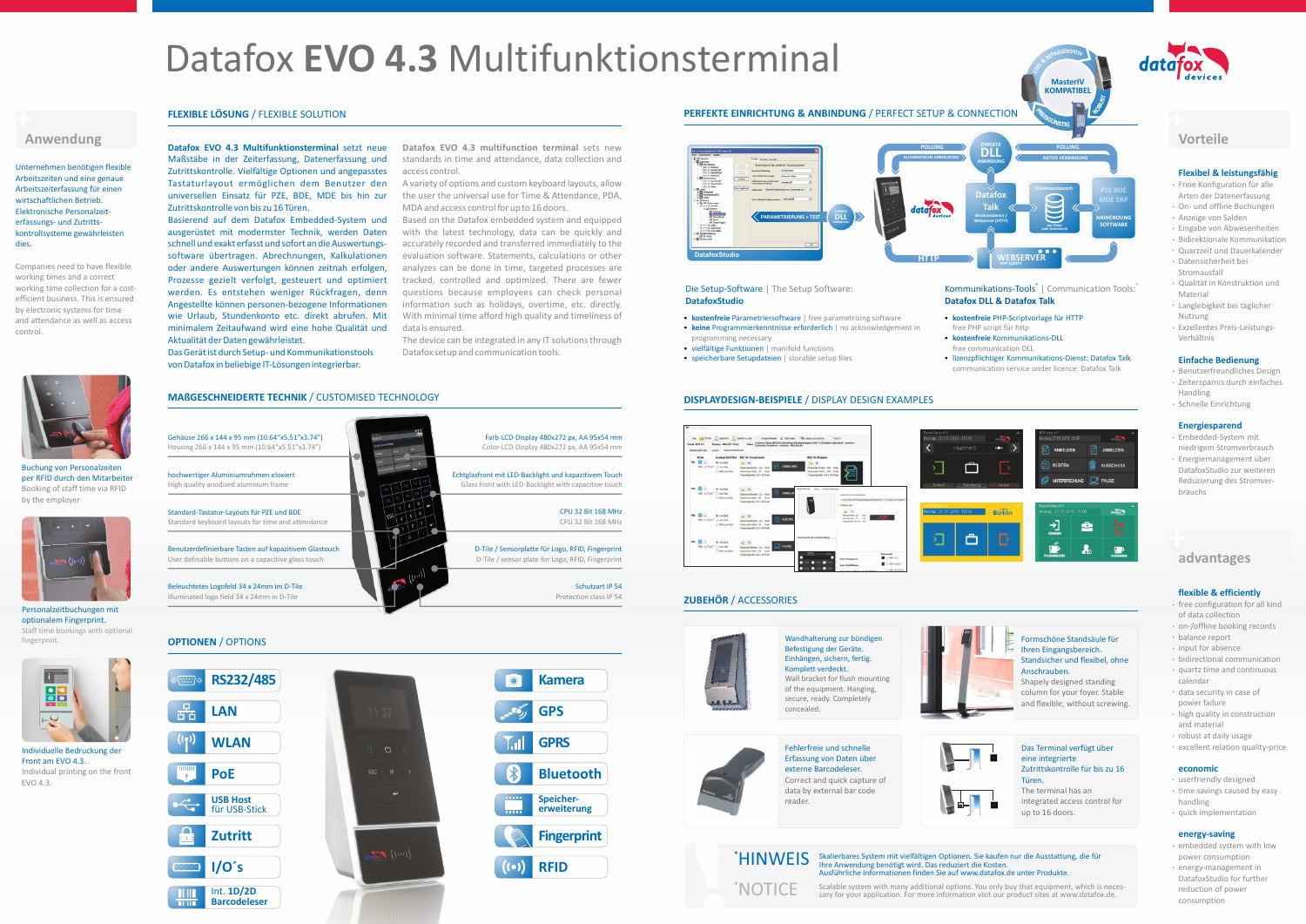# Datafox **EVO 4.3** Multifunktionsterminal

## Anwendung

Unternehmen benötigen flexible Arbeitszeiten und eine genaue Arbeitszeiterfassung für einen wirtschaftlichen Betrieb. Elektronische Personalzeit-erfassungs- und Zutritts-kontrollsysteme gewährleisten dies.

Companies need to have flexible working times and a correct working time collection for a cost-efficient business. This is ensured by electronic systems for time and attendance as well as access control.

Buchung von Personalzeiten per RFID durch den Mitarbeiter
Booking of staff time via RFID by the employer

Personalzeitbuchungen mit optionalem Fingerprint.
Staff time bookings with optional fingerprint.

Individuelle Bedruckung der Front am EVO 4.3.
Individual printing on the front EVO 4.3.

## FLEXIBLE LÖSUNG / FLEXIBLE SOLUTION

**Datafox EVO 4.3 Multifunktionsterminal** setzt neue Maßstäbe in der Zeiterfassung, Datenerfassung und Zutrittskontrolle. Vielfältige Optionen und angepasstes Tastaturlayout ermöglichen dem Benutzer den universellen Einsatz für PZE, BDE, MDE bis hin zur Zutrittskontrolle von bis zu 16 Türen.
Basierend auf dem Datafox Embedded-System und ausgerüstet mit modernster Technik, werden Daten schnell und exakt erfasst und sofort an die Auswertungs-software übertragen. Abrechnungen, Kalkulationen oder andere Auswertungen können zeitnah erfolgen, Prozesse gezielt verfolgt, gesteuert und optimiert werden. Es entstehen weniger Rückfragen, denn Angestellte können personen-bezogene Informationen wie Urlaub, Stundenkonto etc. direkt abrufen. Mit minimalem Zeitaufwand wird eine hohe Qualität und Aktualität der Daten gewährleistet.
Das Gerät ist durch Setup- und Kommunikationstools von Datafox in beliebige IT-Lösungen integrierbar.

**Datafox EVO 4.3 multifunction terminal** sets new standards in time and attendance, data collection and access control.
A variety of options and custom keyboard layouts, allow the user the universal use for Time & Attendance, PDA, MDA and access control for up to 16 doors.
Based on the Datafox embedded system and equipped with the latest technology, data can be quickly and accurately recorded and transferred immediately to the evaluation software. Statements, calculations or other analyzes can be done in time, targeted processes are tracked, controlled and optimized. There are fewer questions because personal can check personal information such as holidays, overtime, etc. directly. With minimal time afford high quality and timeliness of data is ensured.
The device can be integrated in any IT solutions through Datafox setup and communication tools.

## MAßGESCHNEIDERTE TECHNIK / CUSTOMISED TECHNOLOGY

- Gehäuse 266 x 144 x 95 mm (10.64"x5.51"x3.74") / Housing 266 x 144 x 95 mm (10.64"x5.51"x3.74")
- hochwertiger Aluminiumrahmen eloxiert / High quality anodized aluminum frame
- Standard-Tastatur-Layouts für PZE und BDE / Standard keyboard layouts for time and attendance
- Benutzerdefinierbare Tasten auf kapazitivem Glastouch / User definable buttons on a capacitive glass touch
- Beleuchtetes Logofeld 34 x 24mm im D-Tile / Illuminated logo field 34 x 24mm in D-Tile
- Farb-LCD-Display 480x272 px, AA 95x54 mm / Color-LCD-Display 480x272 px, AA 95x54 mm
- Echtglasfront mit LED-Backlight und kapazitivem Touch / Glass front with LED-Backlight with capacitive touch
- CPU 32 Bit 168 MHz / CPU 32 Bit 168 MHz
- D-Tile / Sensorplatte für Logo, RFID, Fingerprint / D-Tile / sensor plate for Logo, RFID, Fingerprint
- Schutzart IP 54 / Protection class IP 54

## OPTIONEN / OPTIONS

- RS232/485
- LAN
- WLAN
- PoE
- USB Host für USB-Stick
- Zutritt
- I/O´s
- Int. 1D/2D Barcodeleser
- Kamera
- GPS
- GPRS
- Bluetooth
- Speicher-erweiterung
- Fingerprint
- RFID

## PERFEKTE EINRICHTUNG & ANBINDUNG / PERFECT SETUP & CONNECTION

MasterIV KOMPATIBEL

DataStudio — PARAMETRIERUNG + TEST — DIREKTE DLL ANBINDUNG — POLLING — AUTOMATISCHE ANBINDUNG — DIREKTE DLL ANBINDUNG — POLLING — AKTIVE VERBINDUNG — Datafox Talk Windowsdienst / Webserver (HTTP) — Datenaustausch per Datei oder Datenbank — PZE BDE MDE ERP — ANWENDUNG SOFTWARE — HTTP — WEBSERVER PHP SCRIPT

**Die Setup-Software** | The Setup Software:
**DatafoxStudio**

- **kostenfreie** Parametriersoftware | free parametrating software
- **keine** Programmierkenntnisse erforderlich | no acknowledgement in programming necessary
- vielfältige Funktionen | manifold functions
- speicherbare Setupdateien | storable setup files

**Kommunikations-Tools*** | Communication Tools:*
**Datafox DLL & Datafox Talk**

- **kostenfreie** PHP-Scriptvorlage für HTTP / free PHP script für http
- **kostenfreie** Kommunikations-DLL / free communication DLL
- lizenzpflichtiger Kommunikations-Dienst: Datafox Talk / communication service under licence: Datafox Talk

## DISPLAYDESIGN-BEISPIELE / DISPLAY DESIGN EXAMPLES

## ZUBEHÖR / ACCESSORIES

Wandhalterung zur bündigen Befestigung der Geräte. Einhängen, sichern, fertig. Komplett verdeckt.
Wall bracket for flush mounting of the equipment. Hanging, secure, ready. Completely concealed.

Formschöne Standsäule für Ihren Eingangsbereich. Standsicher und flexibel, ohne Anschrauben.
Shapely designed standing column for your foyer. Stable and flexible, without screwing.

Fehlerfreie und schnelle Erfassung von Daten über externe Barcodeleser.
Correct and quick capture of data by external bar code reader.

Das Terminal verfügt über eine integrierte Zutrittskontrolle für bis zu 16 Türen.
The terminal has an integrated access control for up to 16 doors.

***HINWEIS** — Skalierbares System mit vielfältigen Optionen. Sie kaufen nur die Ausstattung, die für Ihre Anwendung benötigt wird. Das reduziert die Kosten. Ausführliche Informationen finden Sie auf www.datafox.de unter Produkte.

***NOTICE** — Scalable system with many additional options. You only buy that equipment, which is necessary for your application. For more information visit our product sites at www.datafox.de.

## Vorteile

**Flexibel & leistungsfähig**
- Freie Konfiguration für alle Arten der Datenerfassung
- On- und offline Buchungen
- Anzeige von Salden
- Eingabe von Abwesenheiten
- Bidirektionale Kommunikation
- Quarzzeit und Dauerkalender
- Datensicherheit bei Stromausfall
- Qualität in Konstruktion und Material
- Langlebigkeit bei täglicher Nutzung
- Exzellentes Preis-Leistungs-Verhältnis

**Einfache Bedienung**
- Benutzerfreundliches Design
- Zeitersparnis durch einfaches Handling
- Schnelle Einrichtung

**Energiesparend**
- Embedded-System mit niedrigem Stromverbrauch
- Energiemanagement über DatafoxStudio zur weiteren Reduzierung des Stromverbrauchs

## advantages

**flexible & efficiently**
- free configuration for all kind of data collection
- on-/offline booking records
- balance report
- input for absence
- bidirectional communication
- quartz time and continuous calendar
- data security in case of power failure
- high quality in construction and material
- robust at daily usage
- excellent relation quality-price

**economic**
- userfriendly designed
- time savings caused by easy handling
- quick implementation

**energy-saving**
- embedded system with low power consumption
- energy-management in DatafoxStudio for further reduction of power consumption